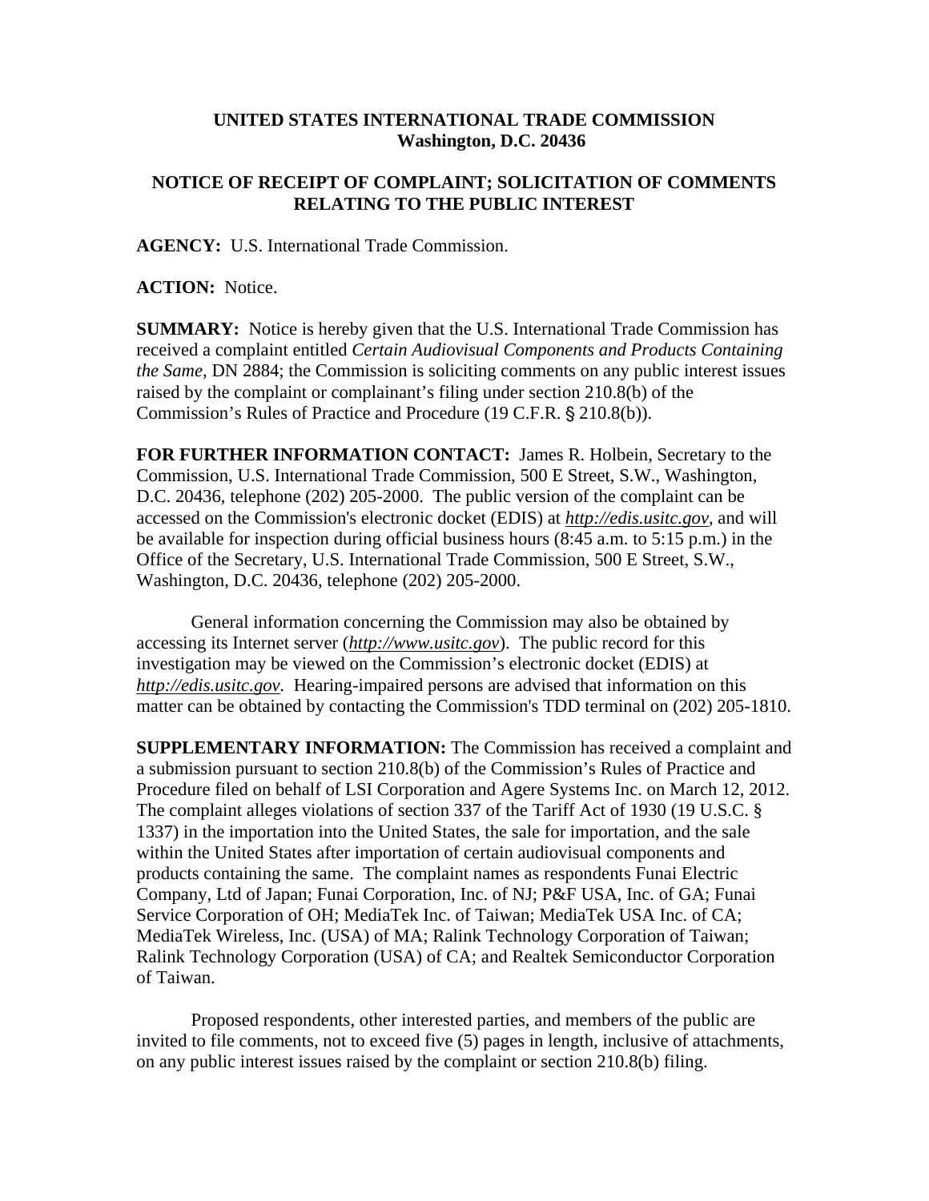**UNITED STATES INTERNATIONAL TRADE COMMISSION**
**Washington, D.C. 20436**

## NOTICE OF RECEIPT OF COMPLAINT; SOLICITATION OF COMMENTS RELATING TO THE PUBLIC INTEREST

**AGENCY:** U.S. International Trade Commission.

**ACTION:** Notice.

**SUMMARY:** Notice is hereby given that the U.S. International Trade Commission has received a complaint entitled *Certain Audiovisual Components and Products Containing the Same,* DN 2884; the Commission is soliciting comments on any public interest issues raised by the complaint or complainant's filing under section 210.8(b) of the Commission's Rules of Practice and Procedure (19 C.F.R. § 210.8(b)).

**FOR FURTHER INFORMATION CONTACT:** James R. Holbein, Secretary to the Commission, U.S. International Trade Commission, 500 E Street, S.W., Washington, D.C. 20436, telephone (202) 205-2000. The public version of the complaint can be accessed on the Commission's electronic docket (EDIS) at *http://edis.usitc.gov*, and will be available for inspection during official business hours (8:45 a.m. to 5:15 p.m.) in the Office of the Secretary, U.S. International Trade Commission, 500 E Street, S.W., Washington, D.C. 20436, telephone (202) 205-2000.

General information concerning the Commission may also be obtained by accessing its Internet server (*http://www.usitc.gov*). The public record for this investigation may be viewed on the Commission's electronic docket (EDIS) at *http://edis.usitc.gov.* Hearing-impaired persons are advised that information on this matter can be obtained by contacting the Commission's TDD terminal on (202) 205-1810.

**SUPPLEMENTARY INFORMATION:** The Commission has received a complaint and a submission pursuant to section 210.8(b) of the Commission's Rules of Practice and Procedure filed on behalf of LSI Corporation and Agere Systems Inc. on March 12, 2012. The complaint alleges violations of section 337 of the Tariff Act of 1930 (19 U.S.C. § 1337) in the importation into the United States, the sale for importation, and the sale within the United States after importation of certain audiovisual components and products containing the same. The complaint names as respondents Funai Electric Company, Ltd of Japan; Funai Corporation, Inc. of NJ; P&F USA, Inc. of GA; Funai Service Corporation of OH; MediaTek Inc. of Taiwan; MediaTek USA Inc. of CA; MediaTek Wireless, Inc. (USA) of MA; Ralink Technology Corporation of Taiwan; Ralink Technology Corporation (USA) of CA; and Realtek Semiconductor Corporation of Taiwan.

Proposed respondents, other interested parties, and members of the public are invited to file comments, not to exceed five (5) pages in length, inclusive of attachments, on any public interest issues raised by the complaint or section 210.8(b) filing.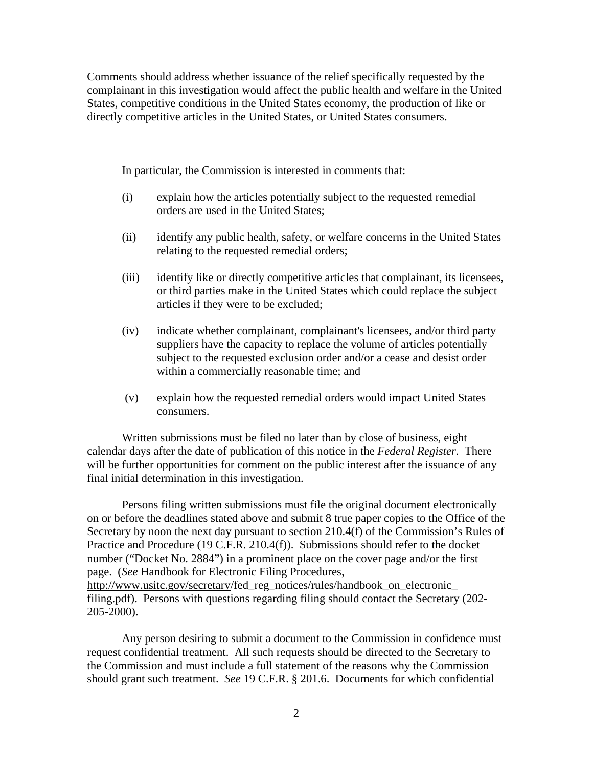Comments should address whether issuance of the relief specifically requested by the complainant in this investigation would affect the public health and welfare in the United States, competitive conditions in the United States economy, the production of like or directly competitive articles in the United States, or United States consumers.

In particular, the Commission is interested in comments that:

(i) explain how the articles potentially subject to the requested remedial orders are used in the United States;

(ii) identify any public health, safety, or welfare concerns in the United States relating to the requested remedial orders;

(iii) identify like or directly competitive articles that complainant, its licensees, or third parties make in the United States which could replace the subject articles if they were to be excluded;

(iv) indicate whether complainant, complainant's licensees, and/or third party suppliers have the capacity to replace the volume of articles potentially subject to the requested exclusion order and/or a cease and desist order within a commercially reasonable time; and

(v) explain how the requested remedial orders would impact United States consumers.

Written submissions must be filed no later than by close of business, eight calendar days after the date of publication of this notice in the *Federal Register*. There will be further opportunities for comment on the public interest after the issuance of any final initial determination in this investigation.

Persons filing written submissions must file the original document electronically on or before the deadlines stated above and submit 8 true paper copies to the Office of the Secretary by noon the next day pursuant to section 210.4(f) of the Commission's Rules of Practice and Procedure (19 C.F.R. 210.4(f)). Submissions should refer to the docket number ("Docket No. 2884") in a prominent place on the cover page and/or the first page. (*See* Handbook for Electronic Filing Procedures, http://www.usitc.gov/secretary/fed_reg_notices/rules/handbook_on_electronic_filing.pdf). Persons with questions regarding filing should contact the Secretary (202-205-2000).

Any person desiring to submit a document to the Commission in confidence must request confidential treatment. All such requests should be directed to the Secretary to the Commission and must include a full statement of the reasons why the Commission should grant such treatment. *See* 19 C.F.R. § 201.6. Documents for which confidential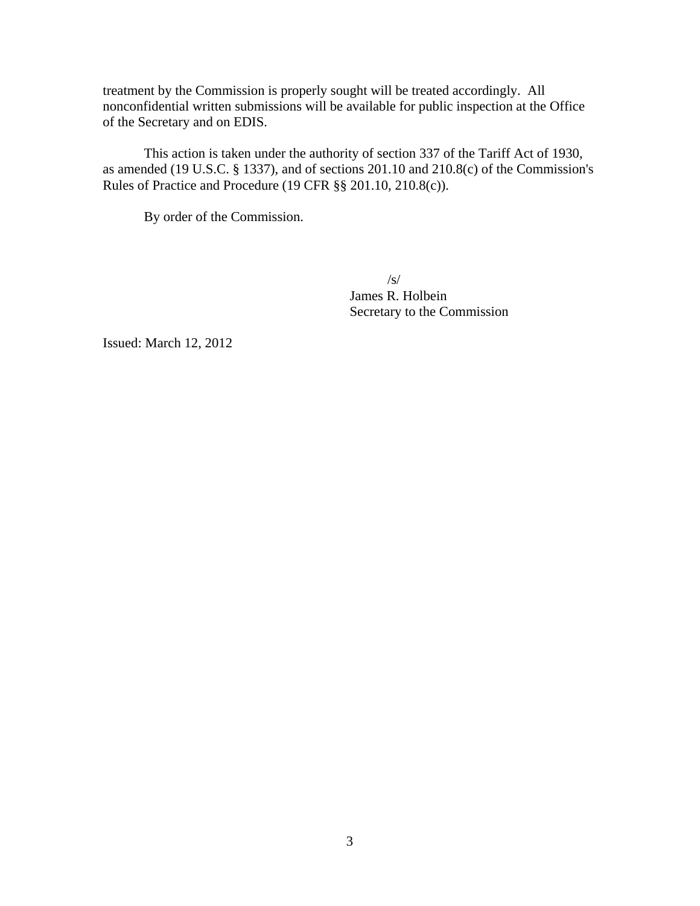treatment by the Commission is properly sought will be treated accordingly. All nonconfidential written submissions will be available for public inspection at the Office of the Secretary and on EDIS.

This action is taken under the authority of section 337 of the Tariff Act of 1930, as amended (19 U.S.C. § 1337), and of sections 201.10 and 210.8(c) of the Commission's Rules of Practice and Procedure (19 CFR §§ 201.10, 210.8(c)).

By order of the Commission.

/s/
James R. Holbein
Secretary to the Commission

Issued: March 12, 2012